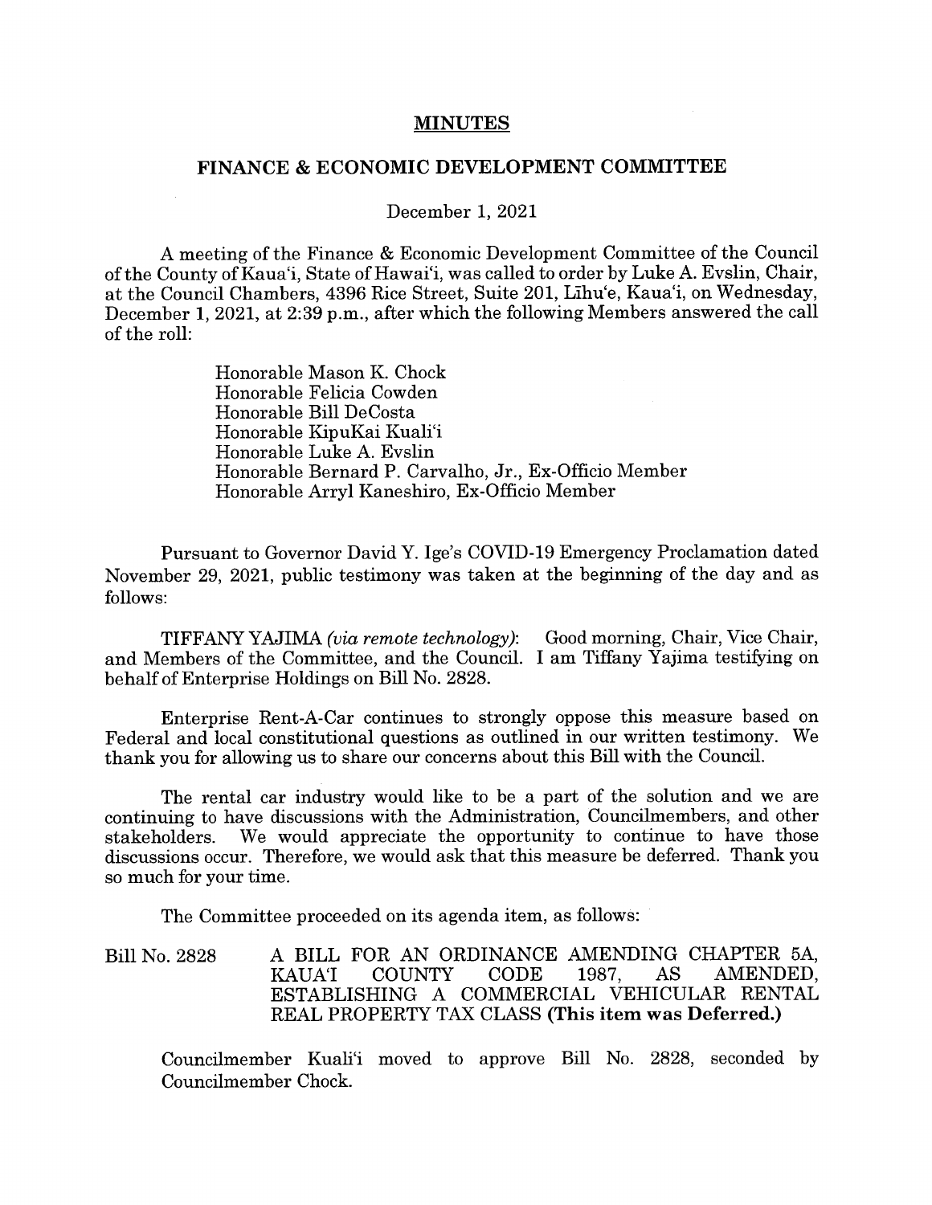# MINUTES

## FINANCE & ECONOMIC DEVELOPMENT COMMITTEE

December 1, 2021

A meeting of the Finance & Economic Development Committee of the Council of the County of Kaua'i, State of Hawai'i, was called to order by Luke A. Evslin, Chair, at the Council Chambers, 4396 Rice Street, Suite 201, Līhu'e, Kaua'i, on Wednesday, December 1, 2021, at 2:39 p.m., after which the following Members answered the call of the roll:

Honorable Mason K. Chock
Honorable Felicia Cowden
Honorable Bill DeCosta
Honorable KipuKai Kuali'i
Honorable Luke A. Evslin
Honorable Bernard P. Carvalho, Jr., Ex-Officio Member
Honorable Arryl Kaneshiro, Ex-Officio Member

Pursuant to Governor David Y. Ige's COVID-19 Emergency Proclamation dated November 29, 2021, public testimony was taken at the beginning of the day and as follows:

TIFFANY YAJIMA *(via remote technology)*: Good morning, Chair, Vice Chair, and Members of the Committee, and the Council. I am Tiffany Yajima testifying on behalf of Enterprise Holdings on Bill No. 2828.

Enterprise Rent-A-Car continues to strongly oppose this measure based on Federal and local constitutional questions as outlined in our written testimony. We thank you for allowing us to share our concerns about this Bill with the Council.

The rental car industry would like to be a part of the solution and we are continuing to have discussions with the Administration, Councilmembers, and other stakeholders. We would appreciate the opportunity to continue to have those discussions occur. Therefore, we would ask that this measure be deferred. Thank you so much for your time.

The Committee proceeded on its agenda item, as follows:

Bill No. 2828 A BILL FOR AN ORDINANCE AMENDING CHAPTER 5A, KAUA'I COUNTY CODE 1987, AS AMENDED, ESTABLISHING A COMMERCIAL VEHICULAR RENTAL REAL PROPERTY TAX CLASS **(This item was Deferred.)**

Councilmember Kuali'i moved to approve Bill No. 2828, seconded by Councilmember Chock.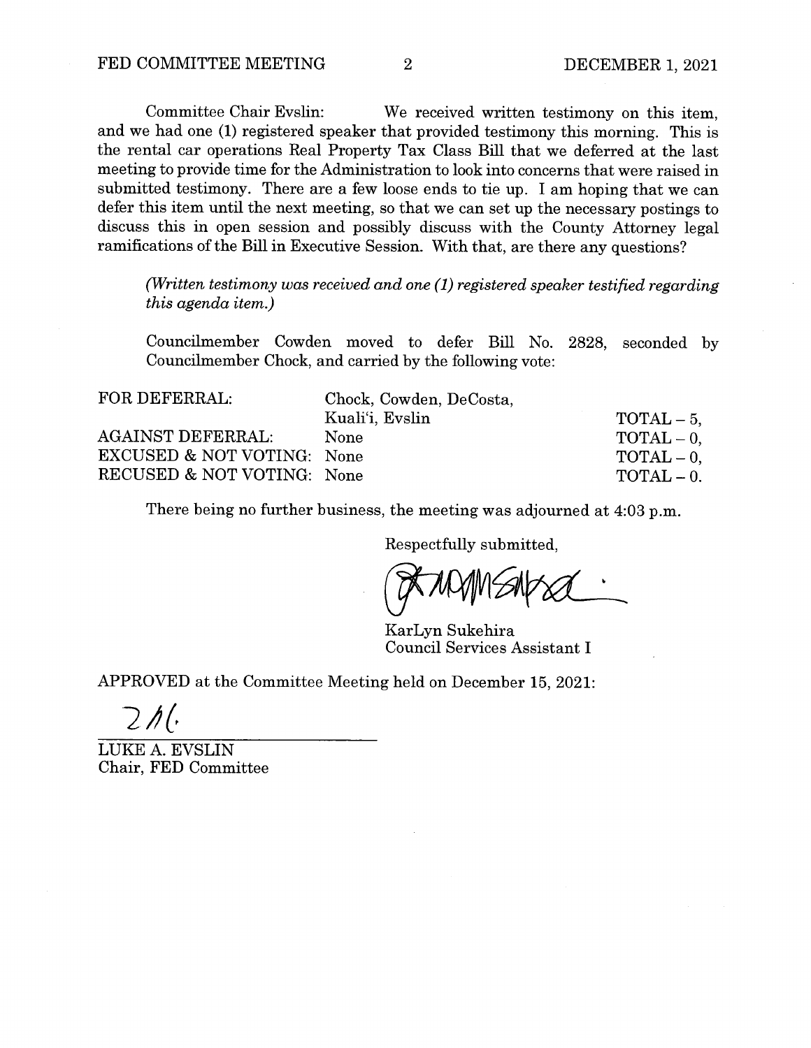Committee Chair Evslin: We received written testimony on this item, and we had one (1) registered speaker that provided testimony this morning. This is the rental car operations Real Property Tax Class Bill that we deferred at the last meeting to provide time for the Administration to look into concerns that were raised in submitted testimony. There are a few loose ends to tie up. I am hoping that we can defer this item until the next meeting, so that we can set up the necessary postings to discuss this in open session and possibly discuss with the County Attorney legal ramifications of the Bill in Executive Session. With that, are there any questions?

*(Written testimony was received and one (1) registered speaker testified regarding this agenda item.)*

Councilmember Cowden moved to defer Bill No. 2828, seconded by Councilmember Chock, and carried by the following vote:

| | | |
|---|---|---|
| FOR DEFERRAL: | Chock, Cowden, DeCosta, Kuali'i, Evslin | TOTAL – 5, |
| AGAINST DEFERRAL: | None | TOTAL – 0, |
| EXCUSED & NOT VOTING: | None | TOTAL – 0, |
| RECUSED & NOT VOTING: | None | TOTAL – 0. |

There being no further business, the meeting was adjourned at 4:03 p.m.

Respectfully submitted,

KarLyn Sukehira
Council Services Assistant I

APPROVED at the Committee Meeting held on December 15, 2021:

LUKE A. EVSLIN
Chair, FED Committee